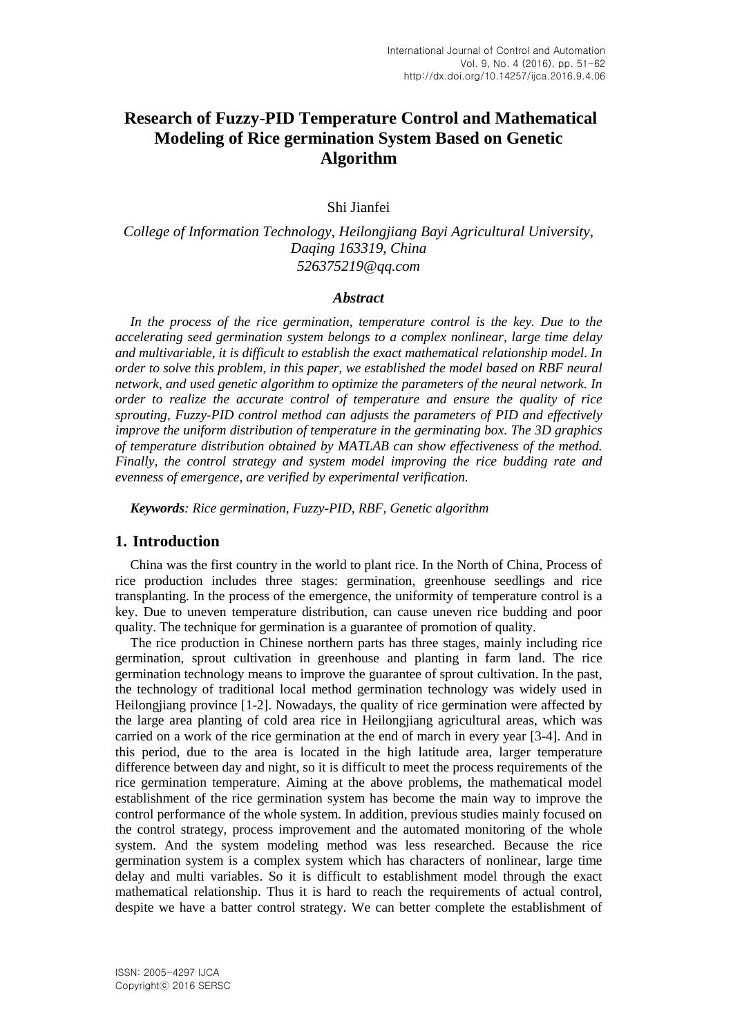# Research of Fuzzy-PID Temperature Control and Mathematical Modeling of Rice germination System Based on Genetic Algorithm

Shi Jianfei

*College of Information Technology, Heilongjiang Bayi Agricultural University, Daqing 163319, China*
*526375219@qq.com*

### *Abstract*

*In the process of the rice germination, temperature control is the key. Due to the accelerating seed germination system belongs to a complex nonlinear, large time delay and multivariable, it is difficult to establish the exact mathematical relationship model. In order to solve this problem, in this paper, we established the model based on RBF neural network, and used genetic algorithm to optimize the parameters of the neural network. In order to realize the accurate control of temperature and ensure the quality of rice sprouting, Fuzzy-PID control method can adjusts the parameters of PID and effectively improve the uniform distribution of temperature in the germinating box. The 3D graphics of temperature distribution obtained by MATLAB can show effectiveness of the method. Finally, the control strategy and system model improving the rice budding rate and evenness of emergence, are verified by experimental verification.*

***Keywords****: Rice germination, Fuzzy-PID, RBF, Genetic algorithm*

## 1. Introduction

China was the first country in the world to plant rice. In the North of China, Process of rice production includes three stages: germination, greenhouse seedlings and rice transplanting. In the process of the emergence, the uniformity of temperature control is a key. Due to uneven temperature distribution, can cause uneven rice budding and poor quality. The technique for germination is a guarantee of promotion of quality.

The rice production in Chinese northern parts has three stages, mainly including rice germination, sprout cultivation in greenhouse and planting in farm land. The rice germination technology means to improve the guarantee of sprout cultivation. In the past, the technology of traditional local method germination technology was widely used in Heilongjiang province [1-2]. Nowadays, the quality of rice germination were affected by the large area planting of cold area rice in Heilongjiang agricultural areas, which was carried on a work of the rice germination at the end of march in every year [3-4]. And in this period, due to the area is located in the high latitude area, larger temperature difference between day and night, so it is difficult to meet the process requirements of the rice germination temperature. Aiming at the above problems, the mathematical model establishment of the rice germination system has become the main way to improve the control performance of the whole system. In addition, previous studies mainly focused on the control strategy, process improvement and the automated monitoring of the whole system. And the system modeling method was less researched. Because the rice germination system is a complex system which has characters of nonlinear, large time delay and multi variables. So it is difficult to establishment model through the exact mathematical relationship. Thus it is hard to reach the requirements of actual control, despite we have a batter control strategy. We can better complete the establishment of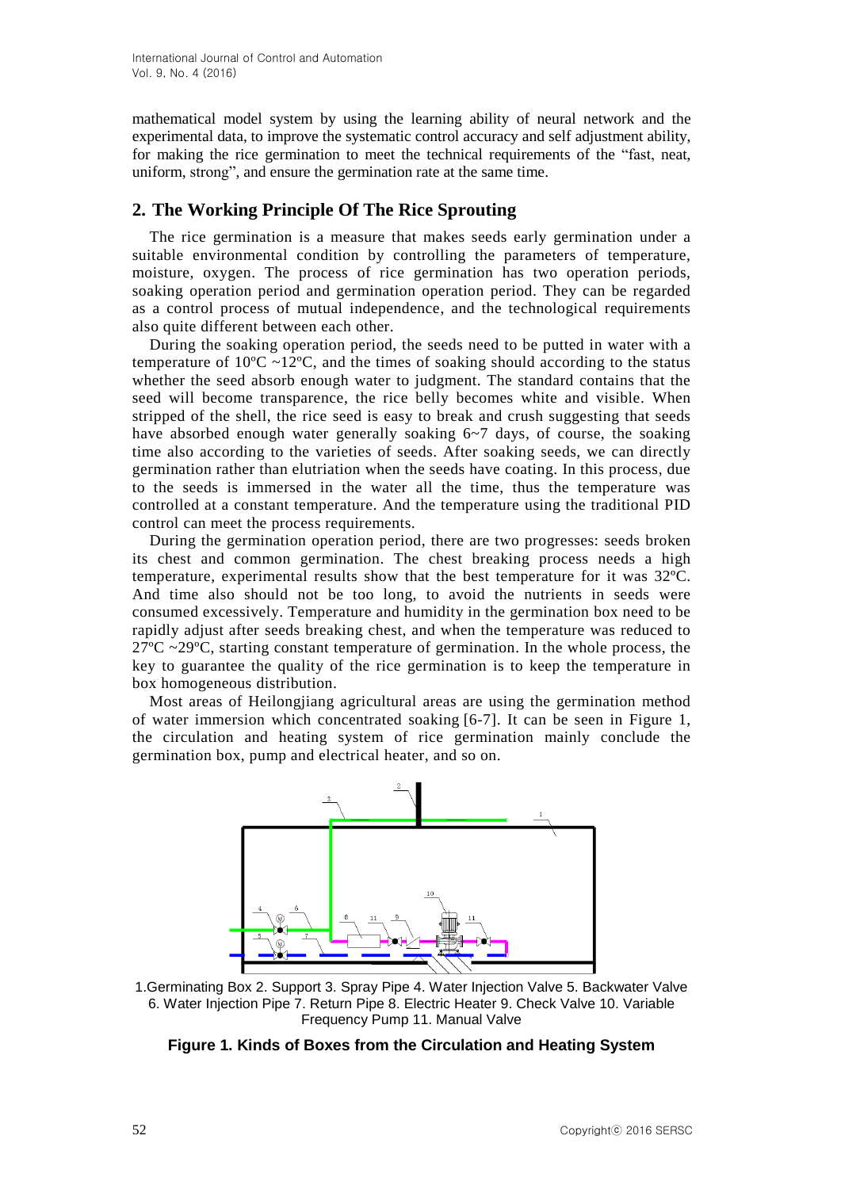mathematical model system by using the learning ability of neural network and the experimental data, to improve the systematic control accuracy and self adjustment ability, for making the rice germination to meet the technical requirements of the "fast, neat, uniform, strong", and ensure the germination rate at the same time.

## 2. The Working Principle Of The Rice Sprouting

The rice germination is a measure that makes seeds early germination under a suitable environmental condition by controlling the parameters of temperature, moisture, oxygen. The process of rice germination has two operation periods, soaking operation period and germination operation period. They can be regarded as a control process of mutual independence, and the technological requirements also quite different between each other.

During the soaking operation period, the seeds need to be putted in water with a temperature of 10ºC ~12ºC, and the times of soaking should according to the status whether the seed absorb enough water to judgment. The standard contains that the seed will become transparence, the rice belly becomes white and visible. When stripped of the shell, the rice seed is easy to break and crush suggesting that seeds have absorbed enough water generally soaking 6~7 days, of course, the soaking time also according to the varieties of seeds. After soaking seeds, we can directly germination rather than elutriation when the seeds have coating. In this process, due to the seeds is immersed in the water all the time, thus the temperature was controlled at a constant temperature. And the temperature using the traditional PID control can meet the process requirements.

During the germination operation period, there are two progresses: seeds broken its chest and common germination. The chest breaking process needs a high temperature, experimental results show that the best temperature for it was 32ºC. And time also should not be too long, to avoid the nutrients in seeds were consumed excessively. Temperature and humidity in the germination box need to be rapidly adjust after seeds breaking chest, and when the temperature was reduced to 27ºC ~29ºC, starting constant temperature of germination. In the whole process, the key to guarantee the quality of the rice germination is to keep the temperature in box homogeneous distribution.

Most areas of Heilongjiang agricultural areas are using the germination method of water immersion which concentrated soaking [6-7]. It can be seen in Figure 1, the circulation and heating system of rice germination mainly conclude the germination box, pump and electrical heater, and so on.

1.Germinating Box 2. Support 3. Spray Pipe 4. Water Injection Valve 5. Backwater Valve 6. Water Injection Pipe 7. Return Pipe 8. Electric Heater 9. Check Valve 10. Variable Frequency Pump 11. Manual Valve

**Figure 1. Kinds of Boxes from the Circulation and Heating System**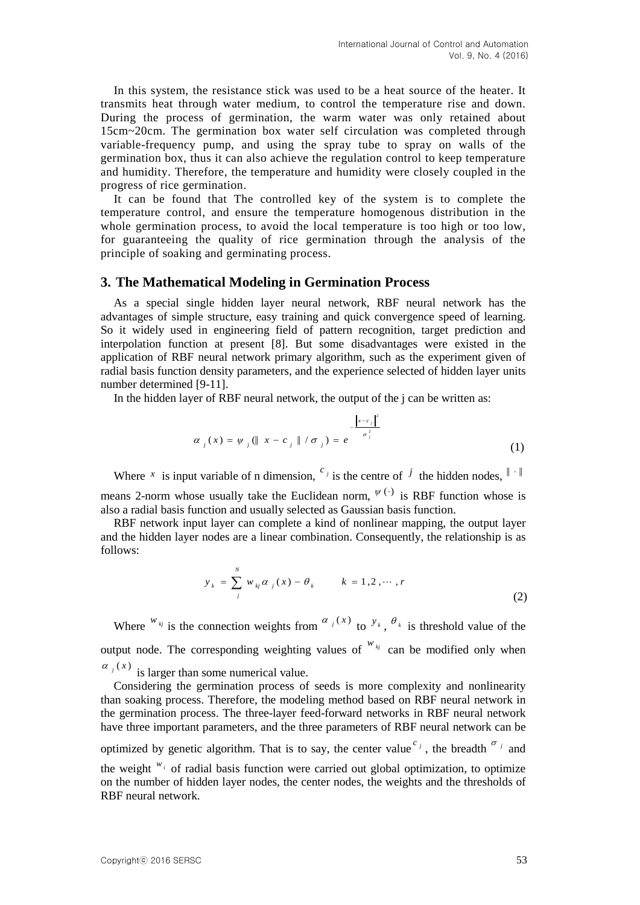In this system, the resistance stick was used to be a heat source of the heater. It transmits heat through water medium, to control the temperature rise and down. During the process of germination, the warm water was only retained about 15cm~20cm. The germination box water self circulation was completed through variable-frequency pump, and using the spray tube to spray on walls of the germination box, thus it can also achieve the regulation control to keep temperature and humidity. Therefore, the temperature and humidity were closely coupled in the progress of rice germination.

It can be found that The controlled key of the system is to complete the temperature control, and ensure the temperature homogenous distribution in the whole germination process, to avoid the local temperature is too high or too low, for guaranteeing the quality of rice germination through the analysis of the principle of soaking and germinating process.

## 3. The Mathematical Modeling in Germination Process

As a special single hidden layer neural network, RBF neural network has the advantages of simple structure, easy training and quick convergence speed of learning. So it widely used in engineering field of pattern recognition, target prediction and interpolation function at present [8]. But some disadvantages were existed in the application of RBF neural network primary algorithm, such as the experiment given of radial basis function density parameters, and the experience selected of hidden layer units number determined [9-11].

In the hidden layer of RBF neural network, the output of the j can be written as:

$$\alpha_j(x) = \psi_j(\| x - c_j \| / \sigma_j) = e^{-\frac{\| x - c_j \|^2}{\sigma_j^2}} \tag{1}$$

Where $x$ is input variable of n dimension, $c_j$ is the centre of $j$ the hidden nodes, $\| \cdot \|$ means 2-norm whose usually take the Euclidean norm, $\psi(\cdot)$ is RBF function whose is also a radial basis function and usually selected as Gaussian basis function.

RBF network input layer can complete a kind of nonlinear mapping, the output layer and the hidden layer nodes are a linear combination. Consequently, the relationship is as follows:

$$y_k = \sum_{j}^{N} w_{kj} \alpha_j(x) - \theta_k \qquad k = 1, 2, \cdots, r \tag{2}$$

Where $w_{kj}$ is the connection weights from $\alpha_j(x)$ to $y_k$, $\theta_k$ is threshold value of the output node. The corresponding weighting values of $w_{kj}$ can be modified only when $\alpha_j(x)$ is larger than some numerical value.

Considering the germination process of seeds is more complexity and nonlinearity than soaking process. Therefore, the modeling method based on RBF neural network in the germination process. The three-layer feed-forward networks in RBF neural network have three important parameters, and the three parameters of RBF neural network can be optimized by genetic algorithm. That is to say, the center value $c_j$, the breadth $\sigma_j$ and the weight $w_i$ of radial basis function were carried out global optimization, to optimize on the number of hidden layer nodes, the center nodes, the weights and the thresholds of RBF neural network.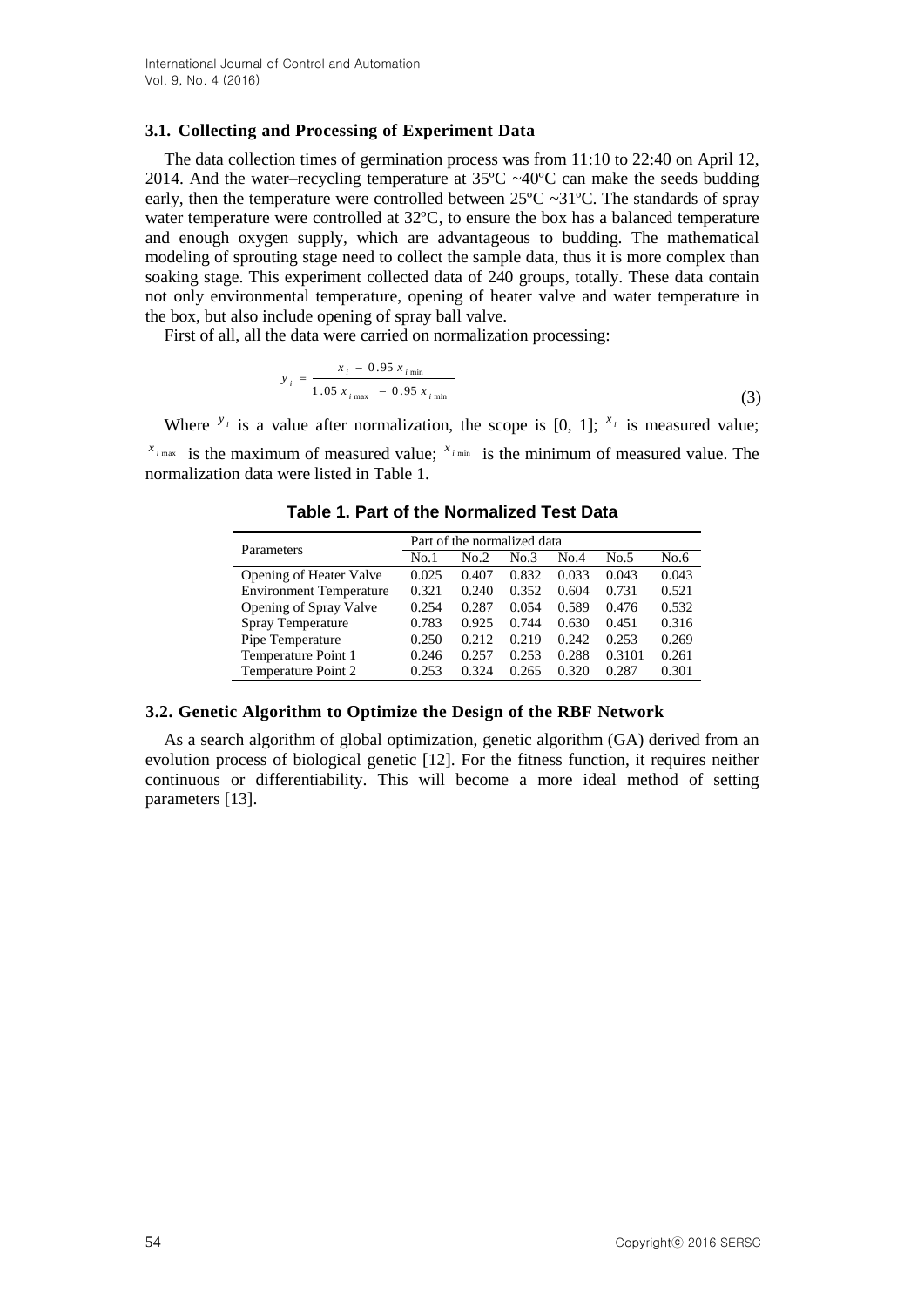### 3.1. Collecting and Processing of Experiment Data

The data collection times of germination process was from 11:10 to 22:40 on April 12, 2014. And the water–recycling temperature at 35ºC ~40ºC can make the seeds budding early, then the temperature were controlled between 25ºC ~31ºC. The standards of spray water temperature were controlled at 32ºC, to ensure the box has a balanced temperature and enough oxygen supply, which are advantageous to budding. The mathematical modeling of sprouting stage need to collect the sample data, thus it is more complex than soaking stage. This experiment collected data of 240 groups, totally. These data contain not only environmental temperature, opening of heater valve and water temperature in the box, but also include opening of spray ball valve.

First of all, all the data were carried on normalization processing:

$$y_i = \frac{x_i - 0.95\, x_{i\min}}{1.05\, x_{i\max} - 0.95\, x_{i\min}} \tag{3}$$

Where $y_i$ is a value after normalization, the scope is [0, 1]; $x_i$ is measured value; $x_{i\max}$ is the maximum of measured value; $x_{i\min}$ is the minimum of measured value. The normalization data were listed in Table 1.

**Table 1. Part of the Normalized Test Data**

| Parameters | Part of the normalized data | | | | | |
|---|---|---|---|---|---|---|
| | No.1 | No.2 | No.3 | No.4 | No.5 | No.6 |
| Opening of Heater Valve | 0.025 | 0.407 | 0.832 | 0.033 | 0.043 | 0.043 |
| Environment Temperature | 0.321 | 0.240 | 0.352 | 0.604 | 0.731 | 0.521 |
| Opening of Spray Valve | 0.254 | 0.287 | 0.054 | 0.589 | 0.476 | 0.532 |
| Spray Temperature | 0.783 | 0.925 | 0.744 | 0.630 | 0.451 | 0.316 |
| Pipe Temperature | 0.250 | 0.212 | 0.219 | 0.242 | 0.253 | 0.269 |
| Temperature Point 1 | 0.246 | 0.257 | 0.253 | 0.288 | 0.3101 | 0.261 |
| Temperature Point 2 | 0.253 | 0.324 | 0.265 | 0.320 | 0.287 | 0.301 |

### 3.2. Genetic Algorithm to Optimize the Design of the RBF Network

As a search algorithm of global optimization, genetic algorithm (GA) derived from an evolution process of biological genetic [12]. For the fitness function, it requires neither continuous or differentiability. This will become a more ideal method of setting parameters [13].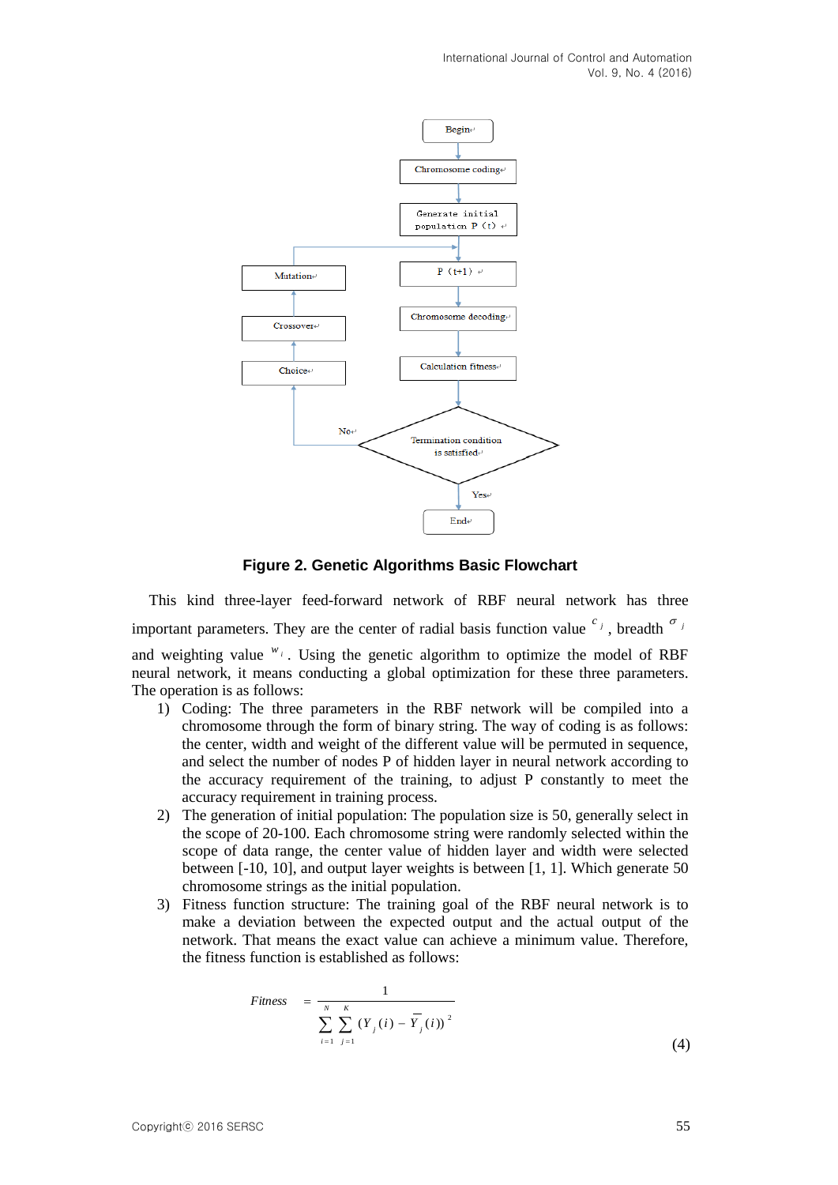**Figure 2. Genetic Algorithms Basic Flowchart**

This kind three-layer feed-forward network of RBF neural network has three important parameters. They are the center of radial basis function value $c_j$, breadth $\sigma_j$ and weighting value $w_i$. Using the genetic algorithm to optimize the model of RBF neural network, it means conducting a global optimization for these three parameters. The operation is as follows:

1) Coding: The three parameters in the RBF network will be compiled into a chromosome through the form of binary string. The way of coding is as follows: the center, width and weight of the different value will be permuted in sequence, and select the number of nodes P of hidden layer in neural network according to the accuracy requirement of the training, to adjust P constantly to meet the accuracy requirement in training process.
2) The generation of initial population: The population size is 50, generally select in the scope of 20-100. Each chromosome string were randomly selected within the scope of data range, the center value of hidden layer and width were selected between [-10, 10], and output layer weights is between [1, 1]. Which generate 50 chromosome strings as the initial population.
3) Fitness function structure: The training goal of the RBF neural network is to make a deviation between the expected output and the actual output of the network. That means the exact value can achieve a minimum value. Therefore, the fitness function is established as follows:

$$Fitness = \frac{1}{\sum_{i=1}^{N}\sum_{j=1}^{K}(Y_j(i) - \overline{Y}_j(i))^2} \tag{4}$$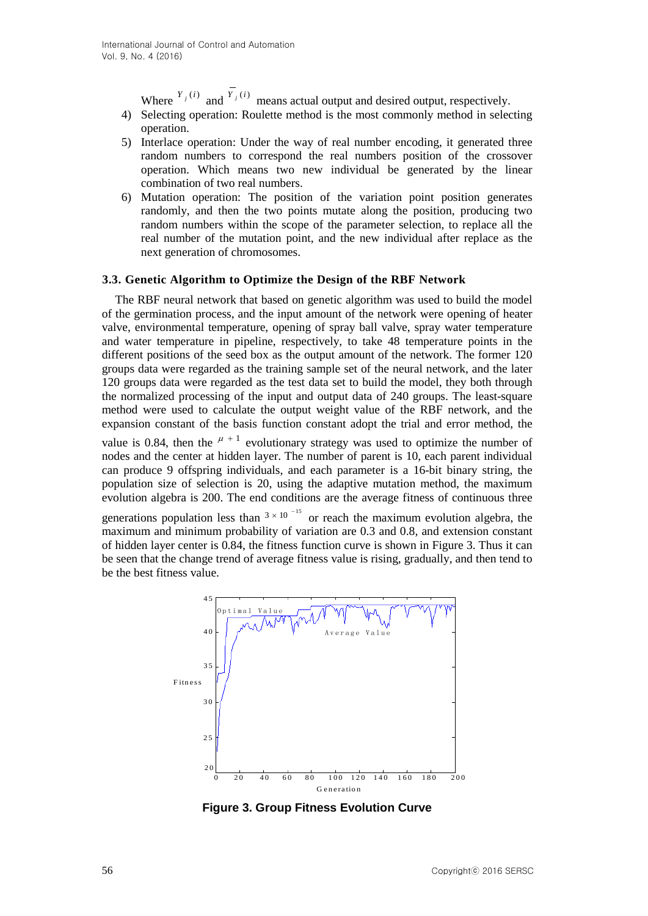Where $Y_j(i)$ and $\overline{Y_j}(i)$ means actual output and desired output, respectively.

4) Selecting operation: Roulette method is the most commonly method in selecting operation.
5) Interlace operation: Under the way of real number encoding, it generated three random numbers to correspond the real numbers position of the crossover operation. Which means two new individual be generated by the linear combination of two real numbers.
6) Mutation operation: The position of the variation point position generates randomly, and then the two points mutate along the position, producing two random numbers within the scope of the parameter selection, to replace all the real number of the mutation point, and the new individual after replace as the next generation of chromosomes.

### 3.3. Genetic Algorithm to Optimize the Design of the RBF Network

The RBF neural network that based on genetic algorithm was used to build the model of the germination process, and the input amount of the network were opening of heater valve, environmental temperature, opening of spray ball valve, spray water temperature and water temperature in pipeline, respectively, to take 48 temperature points in the different positions of the seed box as the output amount of the network. The former 120 groups data were regarded as the training sample set of the neural network, and the later 120 groups data were regarded as the test data set to build the model, they both through the normalized processing of the input and output data of 240 groups. The least-square method were used to calculate the output weight value of the RBF network, and the expansion constant of the basis function constant adopt the trial and error method, the value is 0.84, then the $\mu + 1$ evolutionary strategy was used to optimize the number of nodes and the center at hidden layer. The number of parent is 10, each parent individual can produce 9 offspring individuals, and each parameter is a 16-bit binary string, the population size of selection is 20, using the adaptive mutation method, the maximum evolution algebra is 200. The end conditions are the average fitness of continuous three generations population less than $3 \times 10^{-15}$ or reach the maximum evolution algebra, the maximum and minimum probability of variation are 0.3 and 0.8, and extension constant of hidden layer center is 0.84, the fitness function curve is shown in Figure 3. Thus it can be seen that the change trend of average fitness value is rising, gradually, and then tend to be the best fitness value.

**Figure 3. Group Fitness Evolution Curve**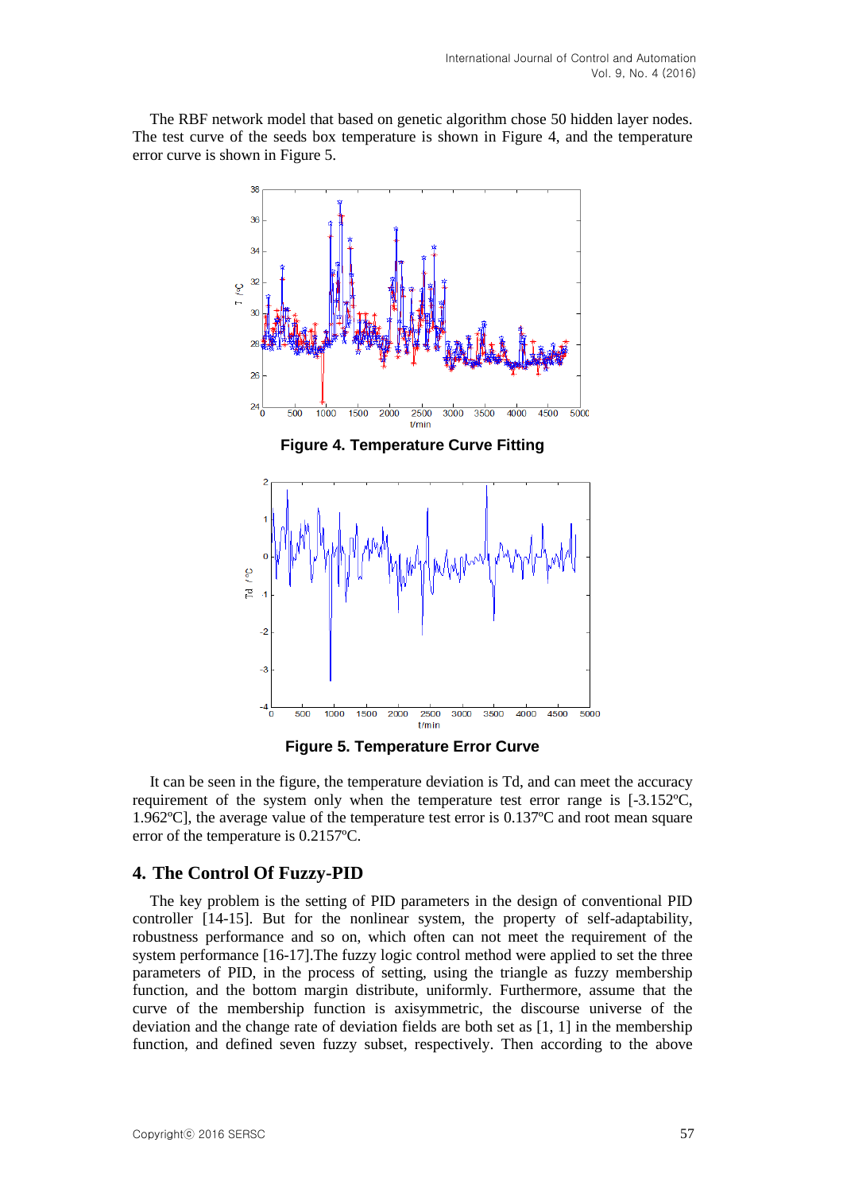The RBF network model that based on genetic algorithm chose 50 hidden layer nodes. The test curve of the seeds box temperature is shown in Figure 4, and the temperature error curve is shown in Figure 5.

**Figure 4. Temperature Curve Fitting**

**Figure 5. Temperature Error Curve**

It can be seen in the figure, the temperature deviation is Td, and can meet the accuracy requirement of the system only when the temperature test error range is [-3.152ºC, 1.962ºC], the average value of the temperature test error is 0.137ºC and root mean square error of the temperature is 0.2157ºC.

## 4. The Control Of Fuzzy-PID

The key problem is the setting of PID parameters in the design of conventional PID controller [14-15]. But for the nonlinear system, the property of self-adaptability, robustness performance and so on, which often can not meet the requirement of the system performance [16-17].The fuzzy logic control method were applied to set the three parameters of PID, in the process of setting, using the triangle as fuzzy membership function, and the bottom margin distribute, uniformly. Furthermore, assume that the curve of the membership function is axisymmetric, the discourse universe of the deviation and the change rate of deviation fields are both set as [1, 1] in the membership function, and defined seven fuzzy subset, respectively. Then according to the above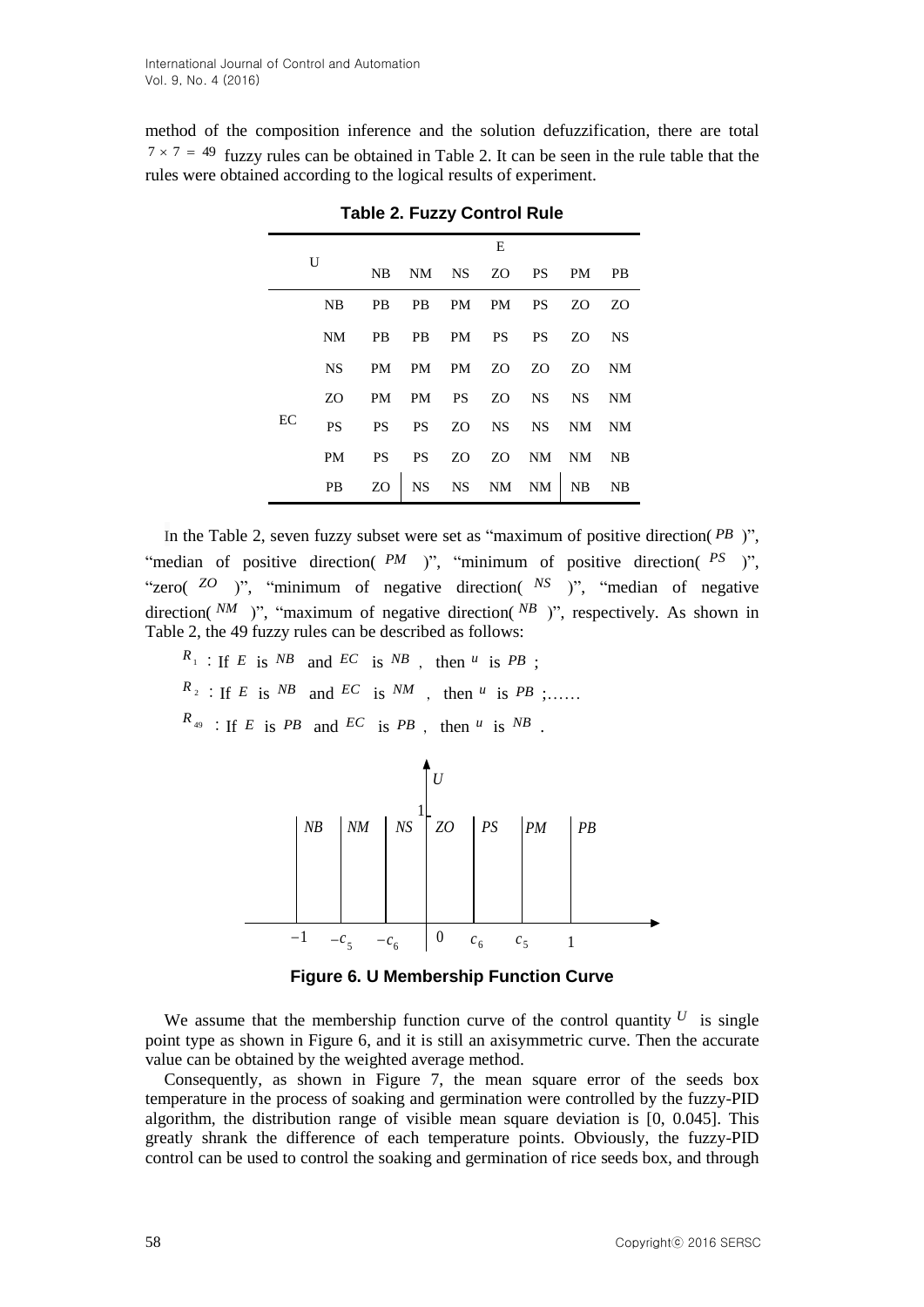method of the composition inference and the solution defuzzification, there are total $7 \times 7 = 49$ fuzzy rules can be obtained in Table 2. It can be seen in the rule table that the rules were obtained according to the logical results of experiment.

**Table 2. Fuzzy Control Rule**

| U | | E | | | | | | |
|---|---|---|---|---|---|---|---|---|
| | | NB | NM | NS | ZO | PS | PM | PB |
| EC | NB | PB | PB | PM | PM | PS | ZO | ZO |
| | NM | PB | PB | PM | PS | PS | ZO | NS |
| | NS | PM | PM | PM | ZO | ZO | ZO | NM |
| | ZO | PM | PM | PS | ZO | NS | NS | NM |
| | PS | PS | PS | ZO | NS | NS | NM | NM |
| | PM | PS | PS | ZO | ZO | NM | NM | NB |
| | PB | ZO | NS | NS | NM | NM | NB | NB |

In the Table 2, seven fuzzy subset were set as "maximum of positive direction( $PB$ )", "median of positive direction( $PM$ )", "minimum of positive direction( $PS$ )", "zero( $ZO$ )", "minimum of negative direction( $NS$ )", "median of negative direction( $NM$ )", "maximum of negative direction( $NB$ )", respectively. As shown in Table 2, the 49 fuzzy rules can be described as follows:

$R_1$ : If $E$ is $NB$ and $EC$ is $NB$ , then $u$ is $PB$ ;

$R_2$ : If $E$ is $NB$ and $EC$ is $NM$ , then $u$ is $PB$ ;……

$R_{49}$ : If $E$ is $PB$ and $EC$ is $PB$ , then $u$ is $NB$ .

**Figure 6. U Membership Function Curve**

We assume that the membership function curve of the control quantity $U$ is single point type as shown in Figure 6, and it is still an axisymmetric curve. Then the accurate value can be obtained by the weighted average method.

Consequently, as shown in Figure 7, the mean square error of the seeds box temperature in the process of soaking and germination were controlled by the fuzzy-PID algorithm, the distribution range of visible mean square deviation is [0, 0.045]. This greatly shrank the difference of each temperature points. Obviously, the fuzzy-PID control can be used to control the soaking and germination of rice seeds box, and through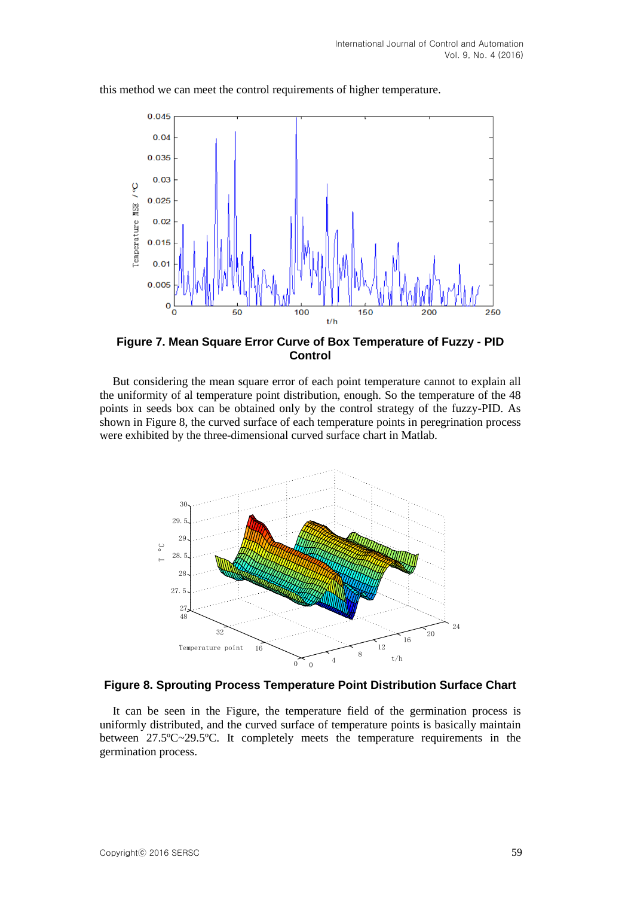this method we can meet the control requirements of higher temperature.

**Figure 7. Mean Square Error Curve of Box Temperature of Fuzzy - PID Control**

But considering the mean square error of each point temperature cannot to explain all the uniformity of al temperature point distribution, enough. So the temperature of the 48 points in seeds box can be obtained only by the control strategy of the fuzzy-PID. As shown in Figure 8, the curved surface of each temperature points in peregrination process were exhibited by the three-dimensional curved surface chart in Matlab.

**Figure 8. Sprouting Process Temperature Point Distribution Surface Chart**

It can be seen in the Figure, the temperature field of the germination process is uniformly distributed, and the curved surface of temperature points is basically maintain between 27.5ºC~29.5ºC. It completely meets the temperature requirements in the germination process.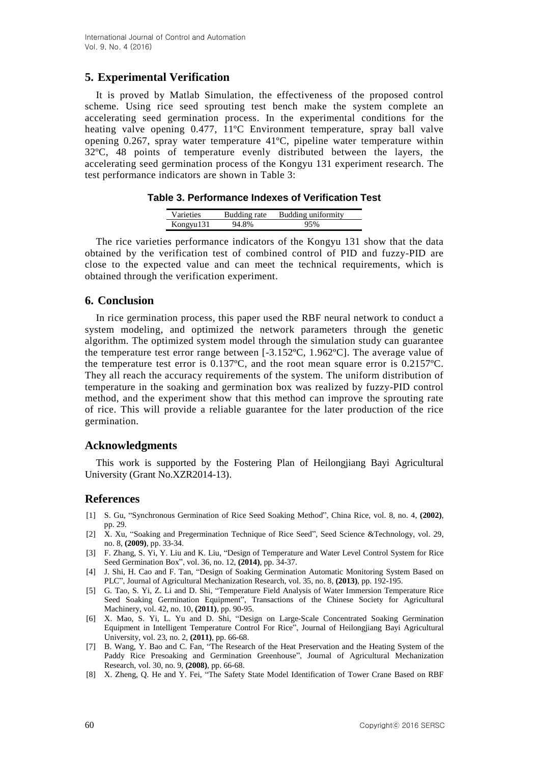## 5. Experimental Verification

It is proved by Matlab Simulation, the effectiveness of the proposed control scheme. Using rice seed sprouting test bench make the system complete an accelerating seed germination process. In the experimental conditions for the heating valve opening 0.477, 11ºC Environment temperature, spray ball valve opening 0.267, spray water temperature 41ºC, pipeline water temperature within 32ºC, 48 points of temperature evenly distributed between the layers, the accelerating seed germination process of the Kongyu 131 experiment research. The test performance indicators are shown in Table 3:

**Table 3. Performance Indexes of Verification Test**

| Varieties | Budding rate | Budding uniformity |
|---|---|---|
| Kongyu131 | 94.8% | 95% |

The rice varieties performance indicators of the Kongyu 131 show that the data obtained by the verification test of combined control of PID and fuzzy-PID are close to the expected value and can meet the technical requirements, which is obtained through the verification experiment.

## 6. Conclusion

In rice germination process, this paper used the RBF neural network to conduct a system modeling, and optimized the network parameters through the genetic algorithm. The optimized system model through the simulation study can guarantee the temperature test error range between [-3.152ºC, 1.962ºC]. The average value of the temperature test error is 0.137ºC, and the root mean square error is 0.2157ºC. They all reach the accuracy requirements of the system. The uniform distribution of temperature in the soaking and germination box was realized by fuzzy-PID control method, and the experiment show that this method can improve the sprouting rate of rice. This will provide a reliable guarantee for the later production of the rice germination.

## Acknowledgments

This work is supported by the Fostering Plan of Heilongjiang Bayi Agricultural University (Grant No.XZR2014-13).

## References

[1] S. Gu, "Synchronous Germination of Rice Seed Soaking Method", China Rice, vol. 8, no. 4, **(2002)**, pp. 29.

[2] X. Xu, "Soaking and Pregermination Technique of Rice Seed", Seed Science &Technology, vol. 29, no. 8, **(2009)**, pp. 33-34.

[3] F. Zhang, S. Yi, Y. Liu and K. Liu, "Design of Temperature and Water Level Control System for Rice Seed Germination Box", vol. 36, no. 12, **(2014)**, pp. 34-37.

[4] J. Shi, H. Cao and F. Tan, "Design of Soaking Germination Automatic Monitoring System Based on PLC", Journal of Agricultural Mechanization Research, vol. 35, no. 8, **(2013)**, pp. 192-195.

[5] G. Tao, S. Yi, Z. Li and D. Shi, "Temperature Field Analysis of Water Immersion Temperature Rice Seed Soaking Germination Equipment", Transactions of the Chinese Society for Agricultural Machinery, vol. 42, no. 10, **(2011)**, pp. 90-95.

[6] X. Mao, S. Yi, L. Yu and D. Shi, "Design on Large-Scale Concentrated Soaking Germination Equipment in Intelligent Temperature Control For Rice", Journal of Heilongjiang Bayi Agricultural University, vol. 23, no. 2, **(2011)**, pp. 66-68.

[7] B. Wang, Y. Bao and C. Fan, "The Research of the Heat Preservation and the Heating System of the Paddy Rice Presoaking and Germination Greenhouse", Journal of Agricultural Mechanization Research, vol. 30, no. 9, **(2008)**, pp. 66-68.

[8] X. Zheng, Q. He and Y. Fei, "The Safety State Model Identification of Tower Crane Based on RBF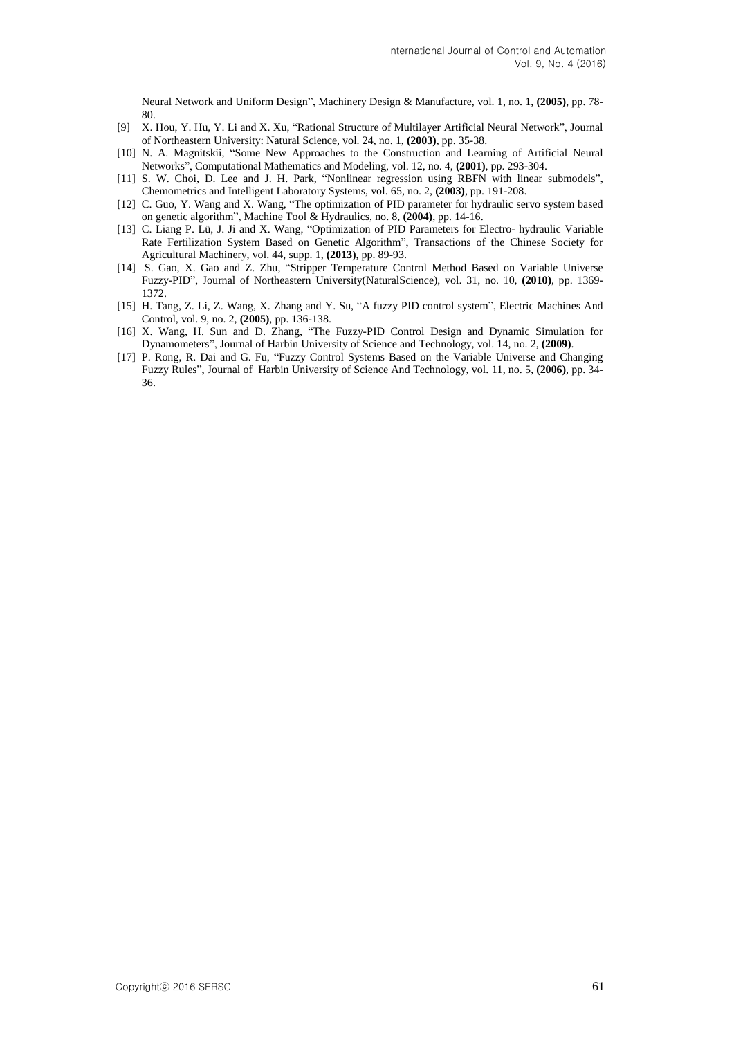Neural Network and Uniform Design", Machinery Design & Manufacture, vol. 1, no. 1, **(2005)**, pp. 78-80.

[9] X. Hou, Y. Hu, Y. Li and X. Xu, "Rational Structure of Multilayer Artificial Neural Network", Journal of Northeastern University: Natural Science, vol. 24, no. 1, **(2003)**, pp. 35-38.

[10] N. A. Magnitskii, "Some New Approaches to the Construction and Learning of Artificial Neural Networks", Computational Mathematics and Modeling, vol. 12, no. 4, **(2001)**, pp. 293-304.

[11] S. W. Choi, D. Lee and J. H. Park, "Nonlinear regression using RBFN with linear submodels", Chemometrics and Intelligent Laboratory Systems, vol. 65, no. 2, **(2003)**, pp. 191-208.

[12] C. Guo, Y. Wang and X. Wang, "The optimization of PID parameter for hydraulic servo system based on genetic algorithm", Machine Tool & Hydraulics, no. 8, **(2004)**, pp. 14-16.

[13] C. Liang P. Lü, J. Ji and X. Wang, "Optimization of PID Parameters for Electro- hydraulic Variable Rate Fertilization System Based on Genetic Algorithm", Transactions of the Chinese Society for Agricultural Machinery, vol. 44, supp. 1, **(2013)**, pp. 89-93.

[14] S. Gao, X. Gao and Z. Zhu, "Stripper Temperature Control Method Based on Variable Universe Fuzzy-PID", Journal of Northeastern University(NaturalScience), vol. 31, no. 10, **(2010)**, pp. 1369-1372.

[15] H. Tang, Z. Li, Z. Wang, X. Zhang and Y. Su, "A fuzzy PID control system", Electric Machines And Control, vol. 9, no. 2, **(2005)**, pp. 136-138.

[16] X. Wang, H. Sun and D. Zhang, "The Fuzzy-PID Control Design and Dynamic Simulation for Dynamometers", Journal of Harbin University of Science and Technology, vol. 14, no. 2, **(2009)**.

[17] P. Rong, R. Dai and G. Fu, "Fuzzy Control Systems Based on the Variable Universe and Changing Fuzzy Rules", Journal of Harbin University of Science And Technology, vol. 11, no. 5, **(2006)**, pp. 34-36.